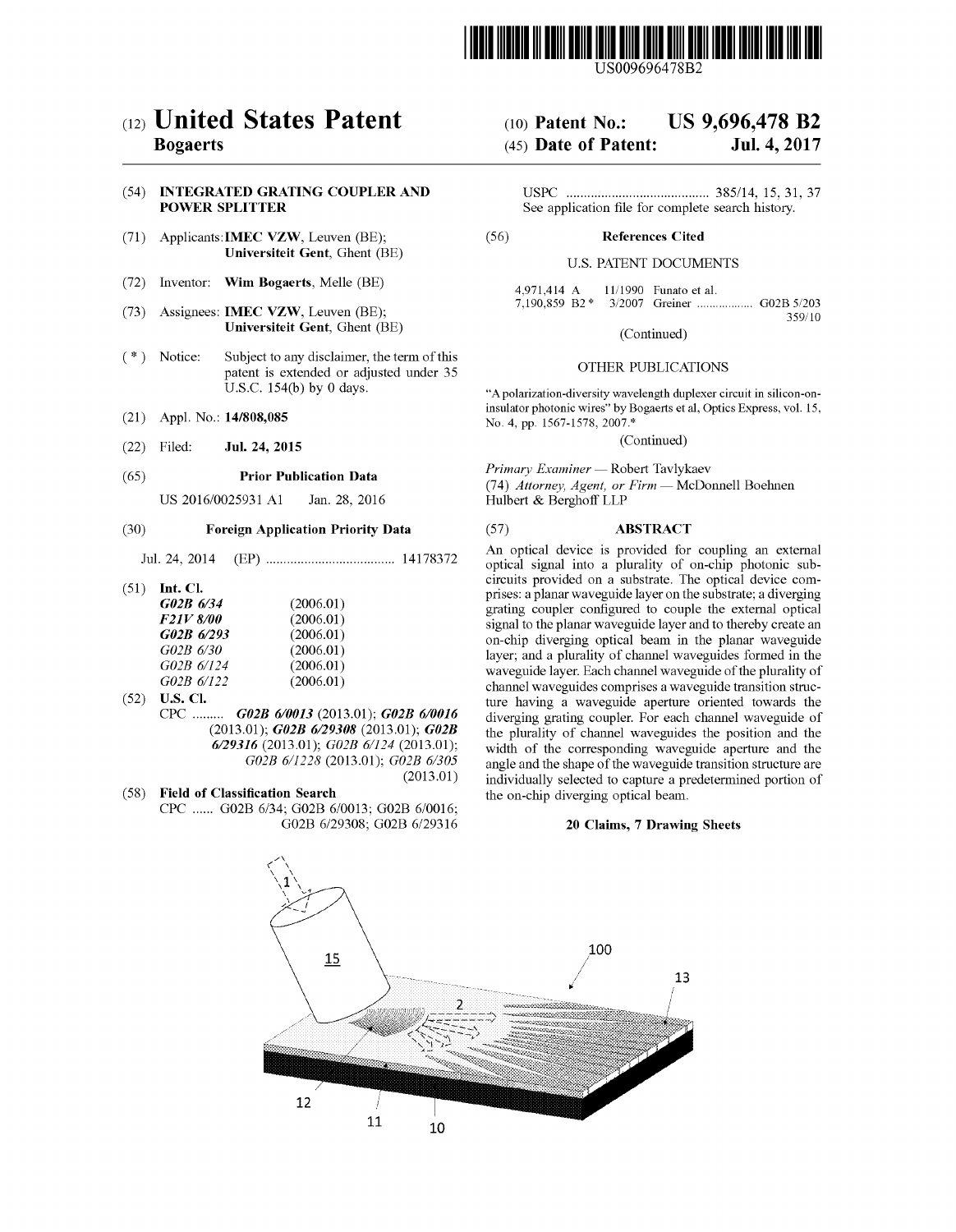US009696478B2

# (12) United States Patent
**Bogaerts**

(10) **Patent No.: US 9,696,478 B2**
(45) **Date of Patent: Jul. 4, 2017**

(54) **INTEGRATED GRATING COUPLER AND POWER SPLITTER**

(71) Applicants: **IMEC VZW**, Leuven (BE); **Universiteit Gent**, Ghent (BE)

(72) Inventor: **Wim Bogaerts**, Melle (BE)

(73) Assignees: **IMEC VZW**, Leuven (BE); **Universiteit Gent**, Ghent (BE)

( * ) Notice: Subject to any disclaimer, the term of this patent is extended or adjusted under 35 U.S.C. 154(b) by 0 days.

(21) Appl. No.: **14/808,085**

(22) Filed: **Jul. 24, 2015**

(65) **Prior Publication Data**

US 2016/0025931 A1 Jan. 28, 2016

(30) **Foreign Application Priority Data**

Jul. 24, 2014 (EP) .................................... 14178372

(51) **Int. Cl.**

| | |
|---|---|
| ***G02B 6/34*** | (2006.01) |
| ***F21V 8/00*** | (2006.01) |
| ***G02B 6/293*** | (2006.01) |
| *G02B 6/30* | (2006.01) |
| *G02B 6/124* | (2006.01) |
| *G02B 6/122* | (2006.01) |

(52) **U.S. Cl.**

CPC ......... ***G02B 6/0013*** (2013.01); ***G02B 6/0016*** (2013.01); ***G02B 6/29308*** (2013.01); ***G02B 6/29316*** (2013.01); *G02B 6/124* (2013.01); *G02B 6/1228* (2013.01); *G02B 6/305* (2013.01)

(58) **Field of Classification Search**

CPC ...... G02B 6/34; G02B 6/0013; G02B 6/0016; G02B 6/29308; G02B 6/29316

USPC ......................................... 385/14, 15, 31, 37

See application file for complete search history.

(56) **References Cited**

U.S. PATENT DOCUMENTS

| | | | |
|---|---|---|---|
| 4,971,414 A | 11/1990 | Funato et al. | |
| 7,190,859 B2 * | 3/2007 | Greiner .................. | G02B 5/203 359/10 |

(Continued)

OTHER PUBLICATIONS

"A polarization-diversity wavelength duplexer circuit in silicon-on-insulator photonic wires" by Bogaerts et al, Optics Express, vol. 15, No. 4, pp. 1567-1578, 2007.*

(Continued)

*Primary Examiner* — Robert Tavlykaev

(74) *Attorney, Agent, or Firm* — McDonnell Boehnen Hulbert & Berghoff LLP

(57) **ABSTRACT**

An optical device is provided for coupling an external optical signal into a plurality of on-chip photonic sub-circuits provided on a substrate. The optical device comprises: a planar waveguide layer on the substrate; a diverging grating coupler configured to couple the external optical signal to the planar waveguide layer and to thereby create an on-chip diverging optical beam in the planar waveguide layer; and a plurality of channel waveguides formed in the waveguide layer. Each channel waveguide of the plurality of channel waveguides comprises a waveguide transition structure having a waveguide aperture oriented towards the diverging grating coupler. For each channel waveguide of the plurality of channel waveguides the position and the width of the corresponding waveguide aperture and the angle and the shape of the waveguide transition structure are individually selected to capture a predetermined portion of the on-chip diverging optical beam.

**20 Claims, 7 Drawing Sheets**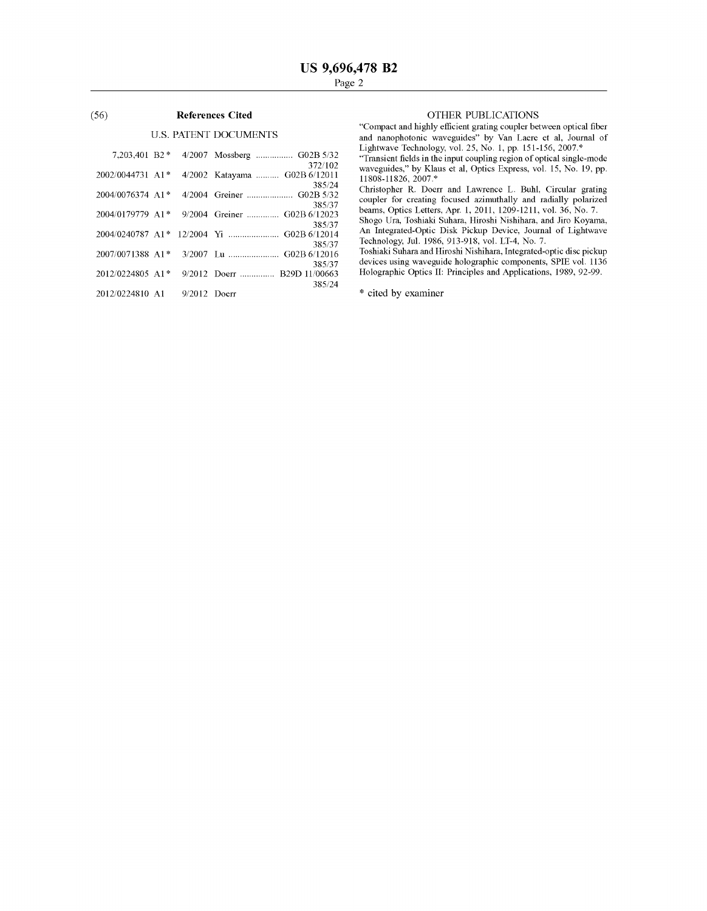## (56) References Cited

### U.S. PATENT DOCUMENTS

| | | | | |
|---|---|---|---|---|
| 7,203,401 B2 * | 4/2007 | Mossberg | G02B 5/32 | 372/102 |
| 2002/0044731 A1 * | 4/2002 | Katayama | G02B 6/12011 | 385/24 |
| 2004/0076374 A1 * | 4/2004 | Greiner | G02B 5/32 | 385/37 |
| 2004/0179779 A1 * | 9/2004 | Greiner | G02B 6/12023 | 385/37 |
| 2004/0240787 A1 * | 12/2004 | Yi | G02B 6/12014 | 385/37 |
| 2007/0071388 A1 * | 3/2007 | Lu | G02B 6/12016 | 385/37 |
| 2012/0224805 A1 * | 9/2012 | Doerr | B29D 11/00663 | 385/24 |
| 2012/0224810 A1 | 9/2012 | Doerr | | |

### OTHER PUBLICATIONS

"Compact and highly efficient grating coupler between optical fiber and nanophotonic waveguides" by Van Laere et al, Journal of Lightwave Technology, vol. 25, No. 1, pp. 151-156, 2007.*

"Transient fields in the input coupling region of optical single-mode waveguides," by Klaus et al, Optics Express, vol. 15, No. 19, pp. 11808-11826, 2007.*

Christopher R. Doerr and Lawrence L. Buhl, Circular grating coupler for creating focused azimuthally and radially polarized beams, Optics Letters, Apr. 1, 2011, 1209-1211, vol. 36, No. 7.

Shogo Ura, Toshiaki Suhara, Hiroshi Nishihara, and Jiro Koyama, An Integrated-Optic Disk Pickup Device, Journal of Lightwave Technology, Jul. 1986, 913-918, vol. LT-4, No. 7.

Toshiaki Suhara and Hiroshi Nishihara, Integrated-optic disc pickup devices using waveguide holographic components, SPIE vol. 1136 Holographic Optics II: Principles and Applications, 1989, 92-99.

\* cited by examiner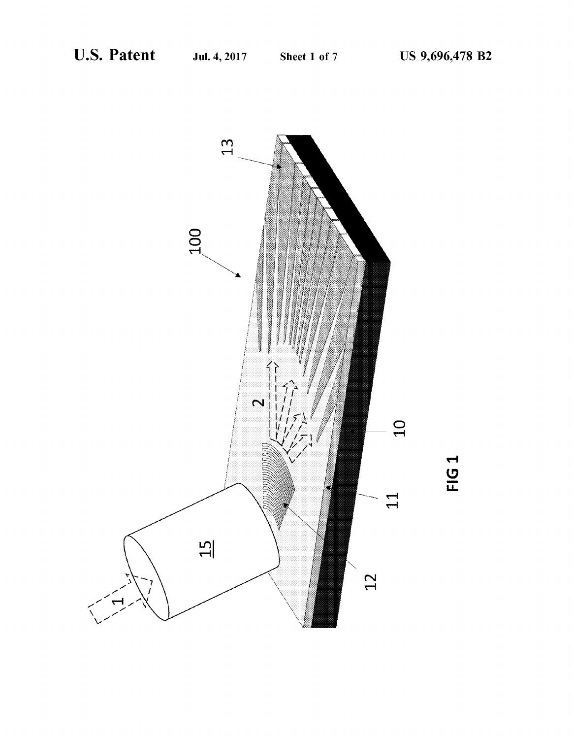FIG 1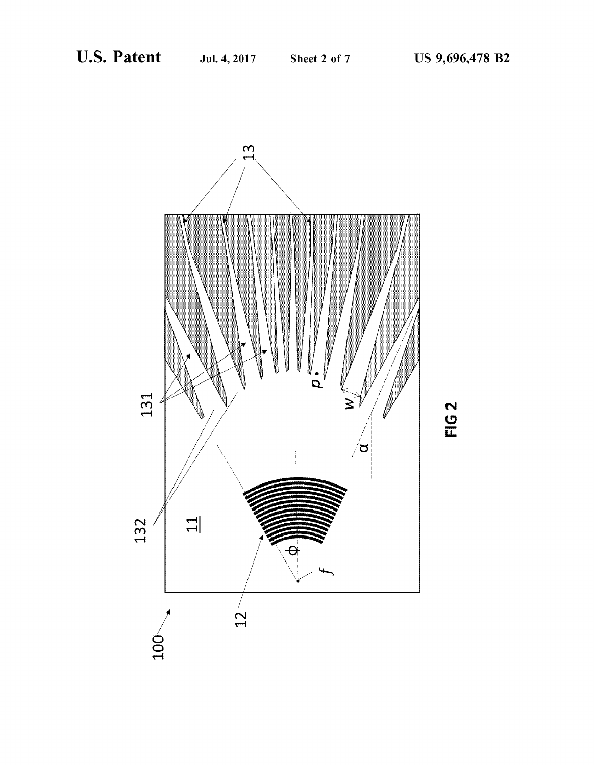FIG 2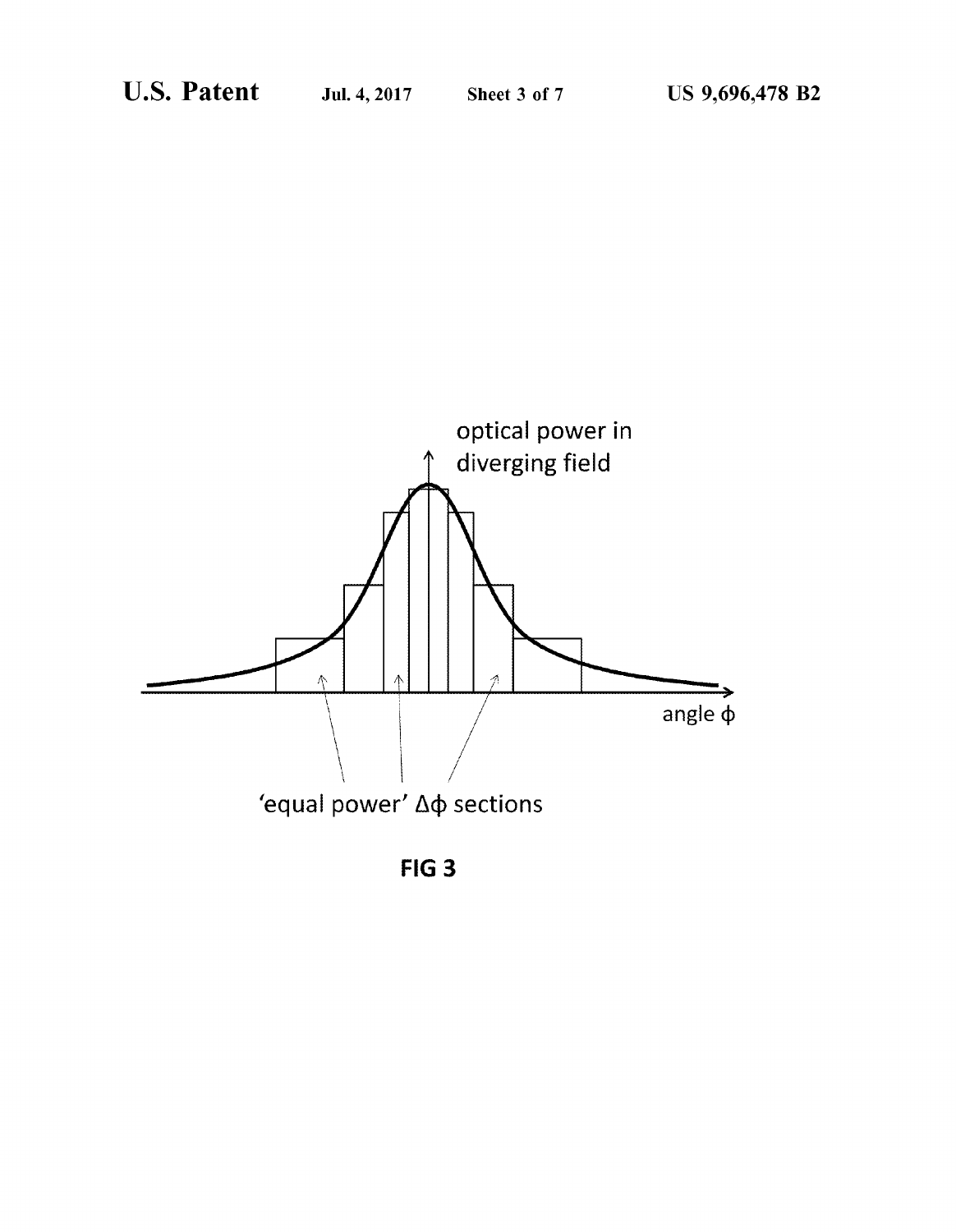optical power in diverging field

angle $\phi$

'equal power' $\Delta\phi$ sections

**FIG 3**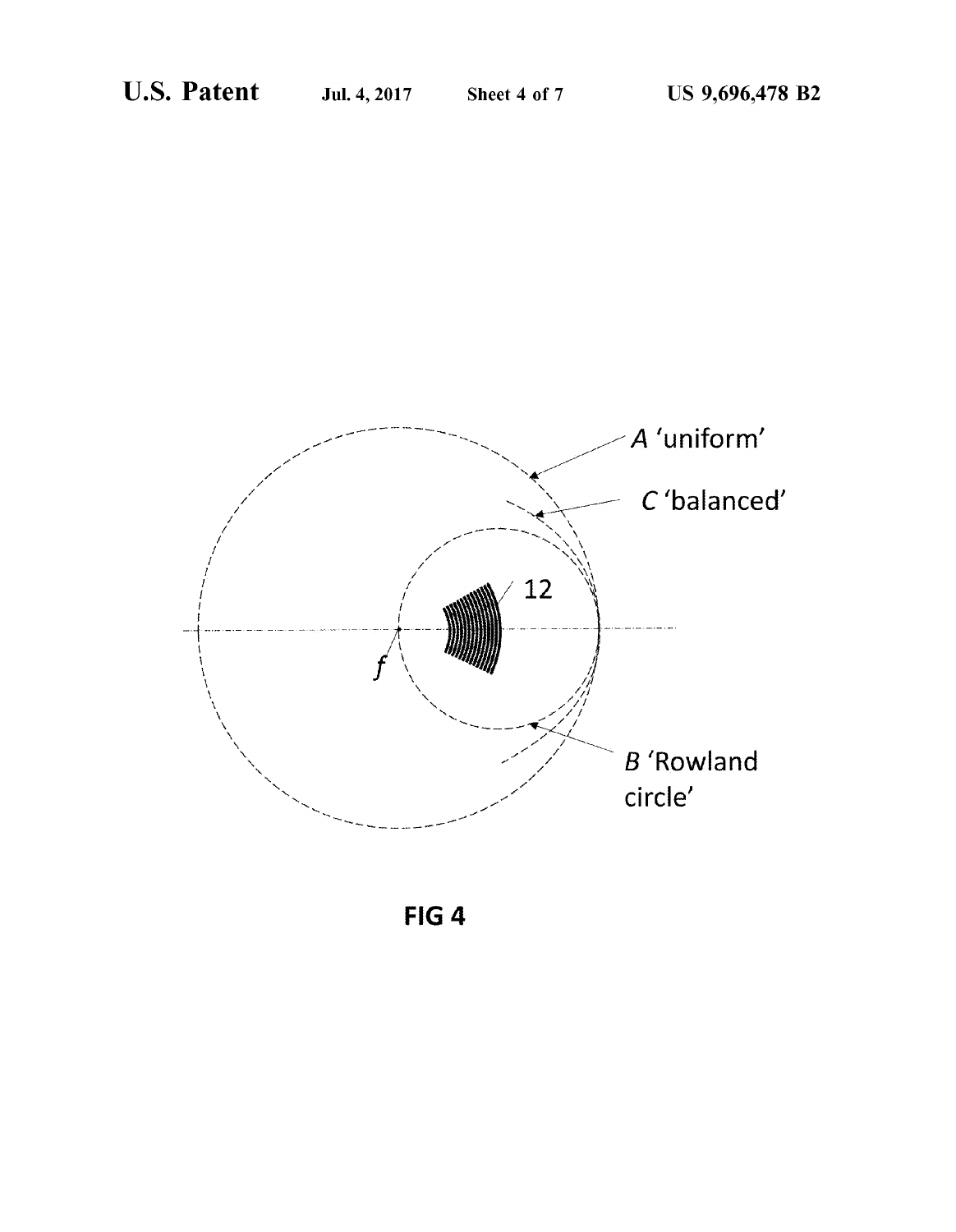FIG 4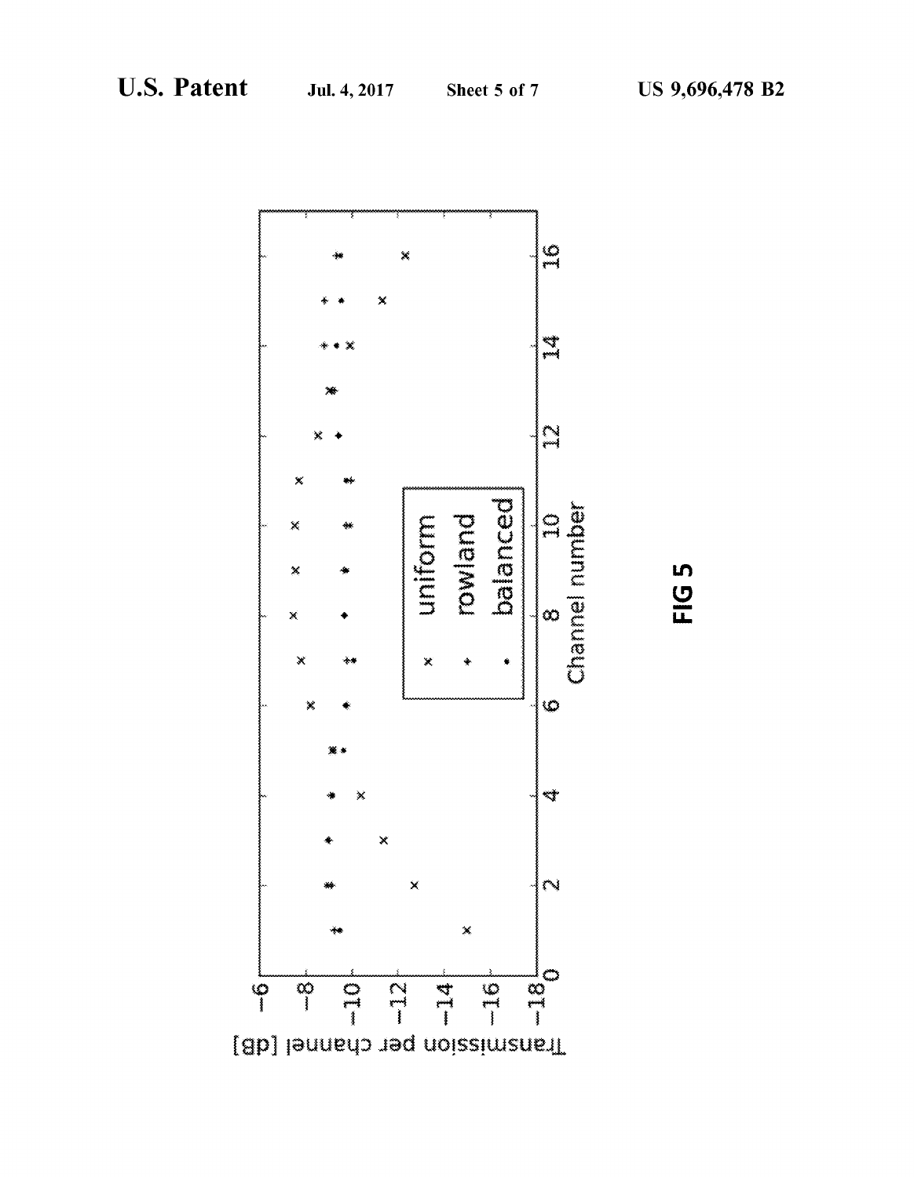FIG 5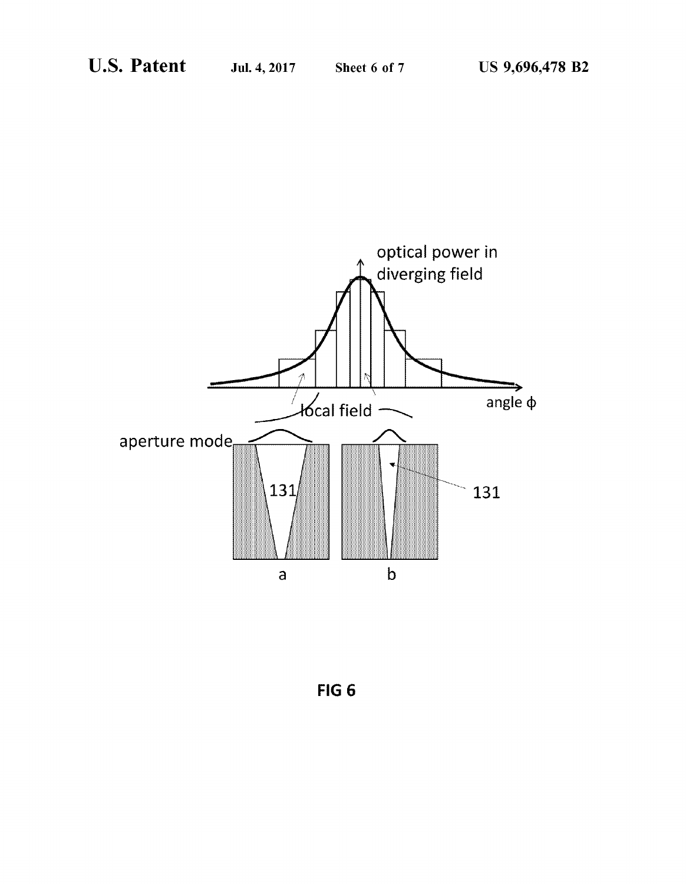optical power in diverging field

angle ϕ

local field

aperture mode

131

131

a

b

FIG 6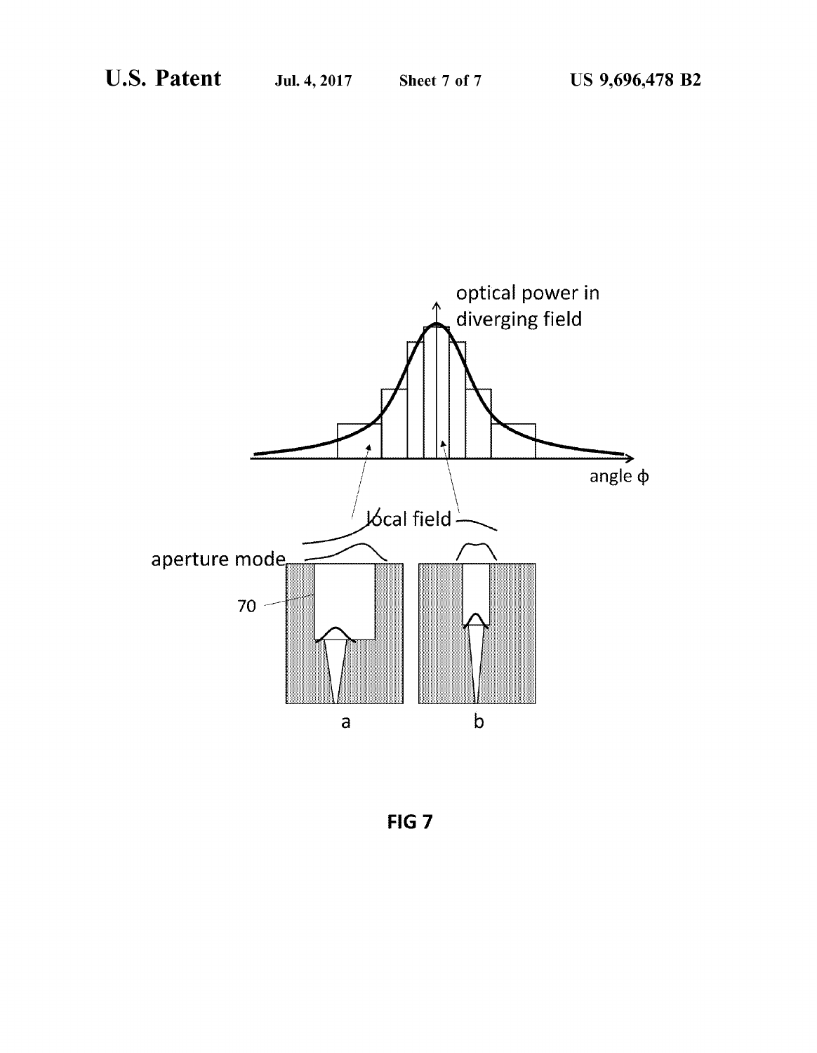optical power in diverging field

angle ϕ

local field

aperture mode

70

a

b

FIG 7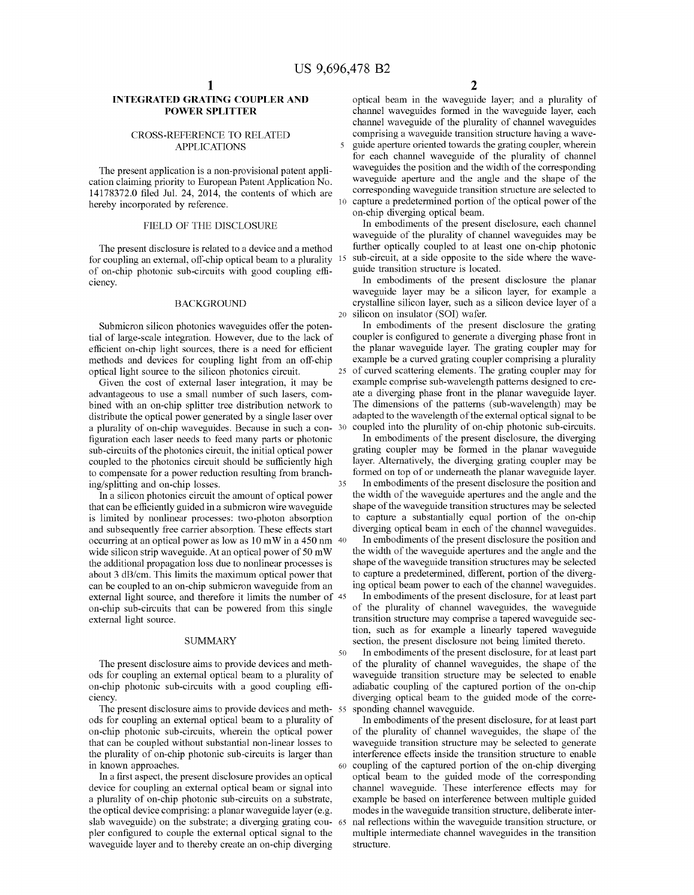## INTEGRATED GRATING COUPLER AND POWER SPLITTER

### CROSS-REFERENCE TO RELATED APPLICATIONS

The present application is a non-provisional patent application claiming priority to European Patent Application No. 14178372.0 filed Jul. 24, 2014, the contents of which are hereby incorporated by reference.

### FIELD OF THE DISCLOSURE

The present disclosure is related to a device and a method for coupling an external, off-chip optical beam to a plurality of on-chip photonic sub-circuits with good coupling efficiency.

### BACKGROUND

Submicron silicon photonics waveguides offer the potential of large-scale integration. However, due to the lack of efficient on-chip light sources, there is a need for efficient methods and devices for coupling light from an off-chip optical light source to the silicon photonics circuit.

Given the cost of external laser integration, it may be advantageous to use a small number of such lasers, combined with an on-chip splitter tree distribution network to distribute the optical power generated by a single laser over a plurality of on-chip waveguides. Because in such a configuration each laser needs to feed many parts or photonic sub-circuits of the photonics circuit, the initial optical power coupled to the photonics circuit should be sufficiently high to compensate for a power reduction resulting from branching/splitting and on-chip losses.

In a silicon photonics circuit the amount of optical power that can be efficiently guided in a submicron wire waveguide is limited by nonlinear processes: two-photon absorption and subsequently free carrier absorption. These effects start occurring at an optical power as low as 10 mW in a 450 nm wide silicon strip waveguide. At an optical power of 50 mW the additional propagation loss due to nonlinear processes is about 3 dB/cm. This limits the maximum optical power that can be coupled to an on-chip submicron waveguide from an external light source, and therefore it limits the number of on-chip sub-circuits that can be powered from this single external light source.

### SUMMARY

The present disclosure aims to provide devices and methods for coupling an external optical beam to a plurality of on-chip photonic sub-circuits with a good coupling efficiency.

The present disclosure aims to provide devices and methods for coupling an external optical beam to a plurality of on-chip photonic sub-circuits, wherein the optical power that can be coupled without substantial non-linear losses to the plurality of on-chip photonic sub-circuits is larger than in known approaches.

In a first aspect, the present disclosure provides an optical device for coupling an external optical beam or signal into a plurality of on-chip photonic sub-circuits on a substrate, the optical device comprising: a planar waveguide layer (e.g. slab waveguide) on the substrate; a diverging grating coupler configured to couple the external optical signal to the waveguide layer and to thereby create an on-chip diverging optical beam in the waveguide layer; and a plurality of channel waveguides formed in the waveguide layer, each channel waveguide of the plurality of channel waveguides comprising a waveguide transition structure having a waveguide aperture oriented towards the grating coupler, wherein for each channel waveguide of the plurality of channel waveguides the position and the width of the corresponding waveguide aperture and the angle and the shape of the corresponding waveguide transition structure are selected to capture a predetermined portion of the optical power of the on-chip diverging optical beam.

In embodiments of the present disclosure, each channel waveguide of the plurality of channel waveguides may be further optically coupled to at least one on-chip photonic sub-circuit, at a side opposite to the side where the waveguide transition structure is located.

In embodiments of the present disclosure the planar waveguide layer may be a silicon layer, for example a crystalline silicon layer, such as a silicon device layer of a silicon on insulator (SOI) wafer.

In embodiments of the present disclosure the grating coupler is configured to generate a diverging phase front in the planar waveguide layer. The grating coupler may for example be a curved grating coupler comprising a plurality of curved scattering elements. The grating coupler may for example comprise sub-wavelength patterns designed to create a diverging phase front in the planar waveguide layer. The dimensions of the patterns (sub-wavelength) may be adapted to the wavelength of the external optical signal to be coupled into the plurality of on-chip photonic sub-circuits.

In embodiments of the present disclosure, the diverging grating coupler may be formed in the planar waveguide layer. Alternatively, the diverging grating coupler may be formed on top of or underneath the planar waveguide layer.

In embodiments of the present disclosure the position and the width of the waveguide apertures and the angle and the shape of the waveguide transition structures may be selected to capture a substantially equal portion of the on-chip diverging optical beam in each of the channel waveguides.

In embodiments of the present disclosure the position and the width of the waveguide apertures and the angle and the shape of the waveguide transition structures may be selected to capture a predetermined, different, portion of the diverging optical beam power to each of the channel waveguides.

In embodiments of the present disclosure, for at least part of the plurality of channel waveguides, the waveguide transition structure may comprise a tapered waveguide section, such as for example a linearly tapered waveguide section, the present disclosure not being limited thereto.

In embodiments of the present disclosure, for at least part of the plurality of channel waveguides, the shape of the waveguide transition structure may be selected to enable adiabatic coupling of the captured portion of the on-chip diverging optical beam to the guided mode of the corresponding channel waveguide.

In embodiments of the present disclosure, for at least part of the plurality of channel waveguides, the shape of the waveguide transition structure may be selected to generate interference effects inside the transition structure to enable coupling of the captured portion of the on-chip diverging optical beam to the guided mode of the corresponding channel waveguide. These interference effects may for example be based on interference between multiple guided modes in the waveguide transition structure, deliberate internal reflections within the waveguide transition structure, or multiple intermediate channel waveguides in the transition structure.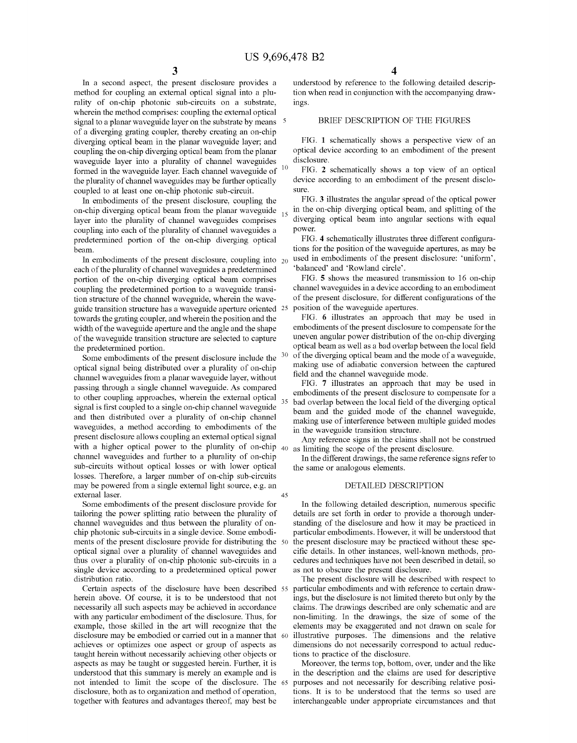In a second aspect, the present disclosure provides a method for coupling an external optical signal into a plurality of on-chip photonic sub-circuits on a substrate, wherein the method comprises: coupling the external optical signal to a planar waveguide layer on the substrate by means of a diverging grating coupler, thereby creating an on-chip diverging optical beam in the planar waveguide layer; and coupling the on-chip diverging optical beam from the planar waveguide layer into a plurality of channel waveguides formed in the waveguide layer. Each channel waveguide of the plurality of channel waveguides may be further optically coupled to at least one on-chip photonic sub-circuit.

In embodiments of the present disclosure, coupling the on-chip diverging optical beam from the planar waveguide layer into the plurality of channel waveguides comprises coupling into each of the plurality of channel waveguides a predetermined portion of the on-chip diverging optical beam.

In embodiments of the present disclosure, coupling into each of the plurality of channel waveguides a predetermined portion of the on-chip diverging optical beam comprises coupling the predetermined portion to a waveguide transition structure of the channel waveguide, wherein the waveguide transition structure has a waveguide aperture oriented towards the grating coupler, and wherein the position and the width of the waveguide aperture and the angle and the shape of the waveguide transition structure are selected to capture the predetermined portion.

Some embodiments of the present disclosure include the optical signal being distributed over a plurality of on-chip channel waveguides from a planar waveguide layer, without passing through a single channel waveguide. As compared to other coupling approaches, wherein the external optical signal is first coupled to a single on-chip channel waveguide and then distributed over a plurality of on-chip channel waveguides, a method according to embodiments of the present disclosure allows coupling an external optical signal with a higher optical power to the plurality of on-chip channel waveguides and further to a plurality of on-chip sub-circuits without optical losses or with lower optical losses. Therefore, a larger number of on-chip sub-circuits may be powered from a single external light source, e.g. an external laser.

Some embodiments of the present disclosure provide for tailoring the power splitting ratio between the plurality of channel waveguides and thus between the plurality of on-chip photonic sub-circuits in a single device. Some embodiments of the present disclosure provide for distributing the optical signal over a plurality of channel waveguides and thus over a plurality of on-chip photonic sub-circuits in a single device according to a predetermined optical power distribution ratio.

Certain aspects of the disclosure have been described herein above. Of course, it is to be understood that not necessarily all such aspects may be achieved in accordance with any particular embodiment of the disclosure. Thus, for example, those skilled in the art will recognize that the disclosure may be embodied or carried out in a manner that achieves or optimizes one aspect or group of aspects as taught herein without necessarily achieving other objects or aspects as may be taught or suggested herein. Further, it is understood that this summary is merely an example and is not intended to limit the scope of the disclosure. The disclosure, both as to organization and method of operation, together with features and advantages thereof, may best be understood by reference to the following detailed description when read in conjunction with the accompanying drawings.

## BRIEF DESCRIPTION OF THE FIGURES

FIG. 1 schematically shows a perspective view of an optical device according to an embodiment of the present disclosure.

FIG. 2 schematically shows a top view of an optical device according to an embodiment of the present disclosure.

FIG. 3 illustrates the angular spread of the optical power in the on-chip diverging optical beam, and splitting of the diverging optical beam into angular sections with equal power.

FIG. 4 schematically illustrates three different configurations for the position of the waveguide apertures, as may be used in embodiments of the present disclosure: 'uniform', 'balanced' and 'Rowland circle'.

FIG. 5 shows the measured transmission to 16 on-chip channel waveguides in a device according to an embodiment of the present disclosure, for different configurations of the position of the waveguide apertures.

FIG. 6 illustrates an approach that may be used in embodiments of the present disclosure to compensate for the uneven angular power distribution of the on-chip diverging optical beam as well as a bad overlap between the local field of the diverging optical beam and the mode of a waveguide, making use of adiabatic conversion between the captured field and the channel waveguide mode.

FIG. 7 illustrates an approach that may be used in embodiments of the present disclosure to compensate for a bad overlap between the local field of the diverging optical beam and the guided mode of the channel waveguide, making use of interference between multiple guided modes in the waveguide transition structure.

Any reference signs in the claims shall not be construed as limiting the scope of the present disclosure.

In the different drawings, the same reference signs refer to the same or analogous elements.

## DETAILED DESCRIPTION

In the following detailed description, numerous specific details are set forth in order to provide a thorough understanding of the disclosure and how it may be practiced in particular embodiments. However, it will be understood that the present disclosure may be practiced without these specific details. In other instances, well-known methods, procedures and techniques have not been described in detail, so as not to obscure the present disclosure.

The present disclosure will be described with respect to particular embodiments and with reference to certain drawings, but the disclosure is not limited thereto but only by the claims. The drawings described are only schematic and are non-limiting. In the drawings, the size of some of the elements may be exaggerated and not drawn on scale for illustrative purposes. The dimensions and the relative dimensions do not necessarily correspond to actual reductions to practice of the disclosure.

Moreover, the terms top, bottom, over, under and the like in the description and the claims are used for descriptive purposes and not necessarily for describing relative positions. It is to be understood that the terms so used are interchangeable under appropriate circumstances and that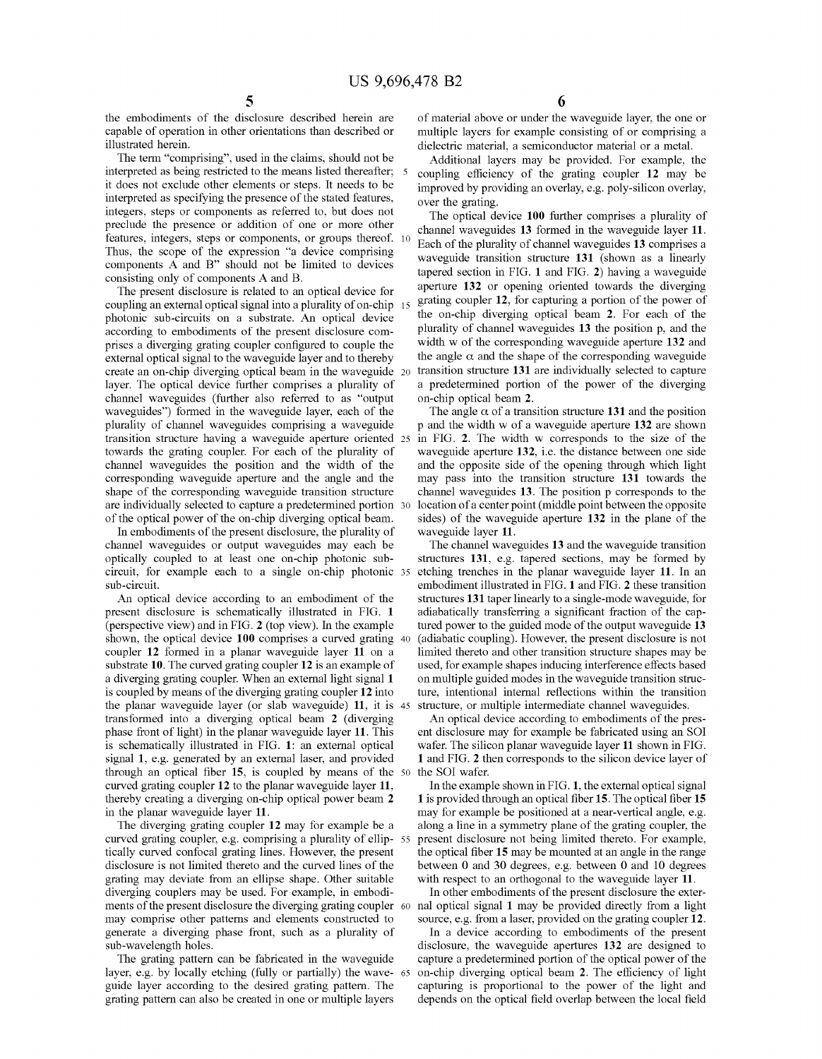the embodiments of the disclosure described herein are capable of operation in other orientations than described or illustrated herein.

The term "comprising", used in the claims, should not be interpreted as being restricted to the means listed thereafter; it does not exclude other elements or steps. It needs to be interpreted as specifying the presence of the stated features, integers, steps or components as referred to, but does not preclude the presence or addition of one or more other features, integers, steps or components, or groups thereof. Thus, the scope of the expression "a device comprising components A and B" should not be limited to devices consisting only of components A and B.

The present disclosure is related to an optical device for coupling an external optical signal into a plurality of on-chip photonic sub-circuits on a substrate. An optical device according to embodiments of the present disclosure comprises a diverging grating coupler configured to couple the external optical signal to the waveguide layer and to thereby create an on-chip diverging optical beam in the waveguide layer. The optical device further comprises a plurality of channel waveguides (further also referred to as "output waveguides") formed in the waveguide layer, each of the plurality of channel waveguides comprising a waveguide transition structure having a waveguide aperture oriented towards the grating coupler. For each of the plurality of channel waveguides the position and the width of the corresponding waveguide aperture and the angle and the shape of the corresponding waveguide transition structure are individually selected to capture a predetermined portion of the optical power of the on-chip diverging optical beam.

In embodiments of the present disclosure, the plurality of channel waveguides or output waveguides may each be optically coupled to at least one on-chip photonic sub-circuit, for example each to a single on-chip photonic sub-circuit.

An optical device according to an embodiment of the present disclosure is schematically illustrated in FIG. 1 (perspective view) and in FIG. 2 (top view). In the example shown, the optical device 100 comprises a curved grating coupler 12 formed in a planar waveguide layer 11 on a substrate 10. The curved grating coupler 12 is an example of a diverging grating coupler. When an external light signal 1 is coupled by means of the diverging grating coupler 12 into the planar waveguide layer (or slab waveguide) 11, it is transformed into a diverging optical beam 2 (diverging phase front of light) in the planar waveguide layer 11. This is schematically illustrated in FIG. 1: an external optical signal 1, e.g. generated by an external laser, and provided through an optical fiber 15, is coupled by means of the curved grating coupler 12 to the planar waveguide layer 11, thereby creating a diverging on-chip optical power beam 2 in the planar waveguide layer 11.

The diverging grating coupler 12 may for example be a curved grating coupler, e.g. comprising a plurality of elliptically curved confocal grating lines. However, the present disclosure is not limited thereto and the curved lines of the grating may deviate from an ellipse shape. Other suitable diverging couplers may be used. For example, in embodiments of the present disclosure the diverging grating coupler may comprise other patterns and elements constructed to generate a diverging phase front, such as a plurality of sub-wavelength holes.

The grating pattern can be fabricated in the waveguide layer, e.g. by locally etching (fully or partially) the waveguide layer according to the desired grating pattern. The grating pattern can also be created in one or multiple layers of material above or under the waveguide layer, the one or multiple layers for example consisting of or comprising a dielectric material, a semiconductor material or a metal.

Additional layers may be provided. For example, the coupling efficiency of the grating coupler 12 may be improved by providing an overlay, e.g. poly-silicon overlay, over the grating.

The optical device 100 further comprises a plurality of channel waveguides 13 formed in the waveguide layer 11. Each of the plurality of channel waveguides 13 comprises a waveguide transition structure 131 (shown as a linearly tapered section in FIG. 1 and FIG. 2) having a waveguide aperture 132 or opening oriented towards the diverging grating coupler 12, for capturing a portion of the power of the on-chip diverging optical beam 2. For each of the plurality of channel waveguides 13 the position p, and the width w of the corresponding waveguide aperture 132 and the angle $\alpha$ and the shape of the corresponding waveguide transition structure 131 are individually selected to capture a predetermined portion of the power of the diverging on-chip optical beam 2.

The angle $\alpha$ of a transition structure 131 and the position p and the width w of a waveguide aperture 132 are shown in FIG. 2. The width w corresponds to the size of the waveguide aperture 132, i.e. the distance between one side and the opposite side of the opening through which light may pass into the transition structure 131 towards the channel waveguides 13. The position p corresponds to the location of a center point (middle point between the opposite sides) of the waveguide aperture 132 in the plane of the waveguide layer 11.

The channel waveguides 13 and the waveguide transition structures 131, e.g. tapered sections, may be formed by etching trenches in the planar waveguide layer 11. In an embodiment illustrated in FIG. 1 and FIG. 2 these transition structures 131 taper linearly to a single-mode waveguide, for adiabatically transferring a significant fraction of the captured power to the guided mode of the output waveguide 13 (adiabatic coupling). However, the present disclosure is not limited thereto and other transition structure shapes may be used, for example shapes inducing interference effects based on multiple guided modes in the waveguide transition structure, intentional internal reflections within the transition structure, or multiple intermediate channel waveguides.

An optical device according to embodiments of the present disclosure may for example be fabricated using an SOI wafer. The silicon planar waveguide layer 11 shown in FIG. 1 and FIG. 2 then corresponds to the silicon device layer of the SOI wafer.

In the example shown in FIG. 1, the external optical signal 1 is provided through an optical fiber 15. The optical fiber 15 may for example be positioned at a near-vertical angle, e.g. along a line in a symmetry plane of the grating coupler, the present disclosure not being limited thereto. For example, the optical fiber 15 may be mounted at an angle in the range between 0 and 30 degrees, e.g. between 0 and 10 degrees with respect to an orthogonal to the waveguide layer 11.

In other embodiments of the present disclosure the external optical signal 1 may be provided directly from a light source, e.g. from a laser, provided on the grating coupler 12.

In a device according to embodiments of the present disclosure, the waveguide apertures 132 are designed to capture a predetermined portion of the optical power of the on-chip diverging optical beam 2. The efficiency of light capturing is proportional to the power of the light and depends on the optical field overlap between the local field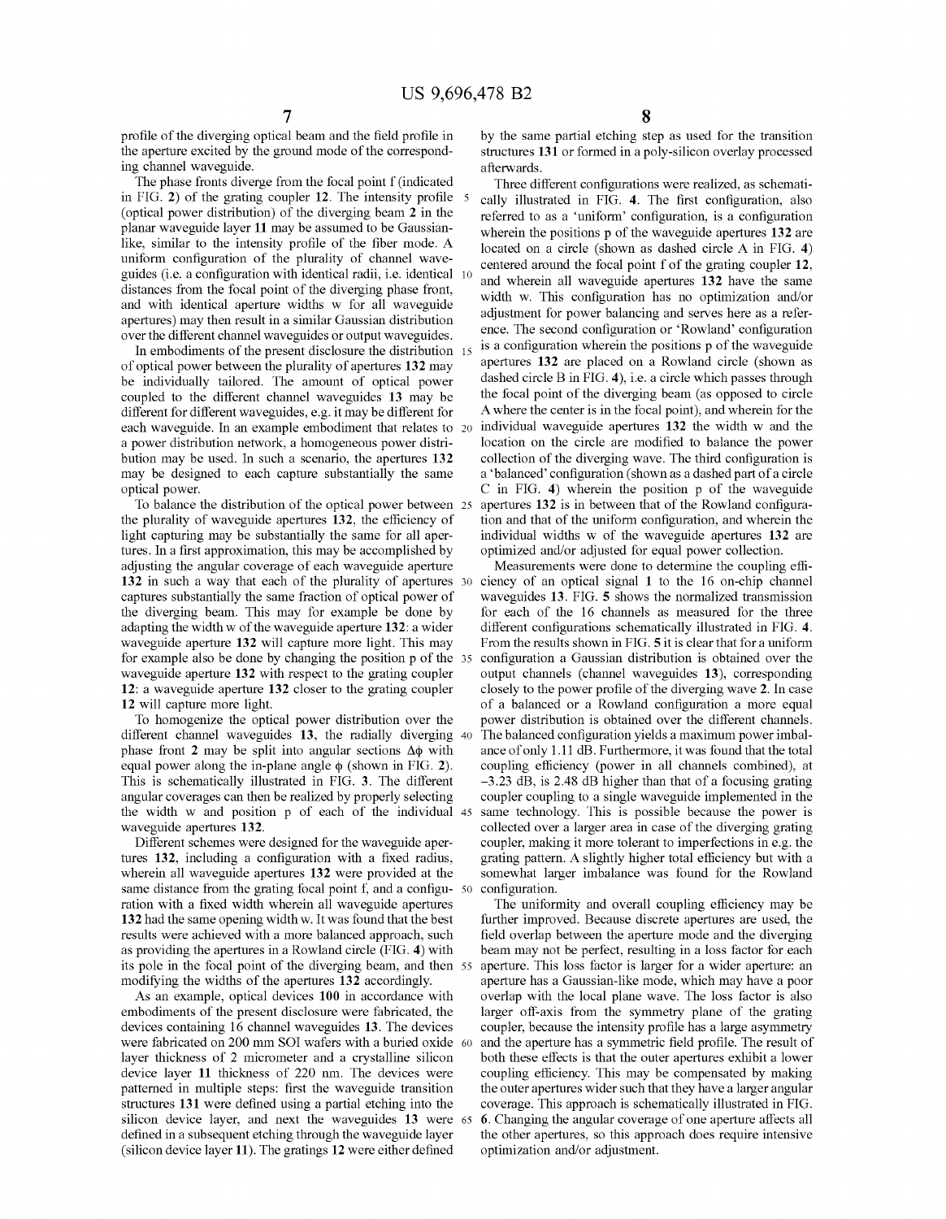profile of the diverging optical beam and the field profile in the aperture excited by the ground mode of the corresponding channel waveguide.

The phase fronts diverge from the focal point f (indicated in FIG. 2) of the grating coupler 12. The intensity profile (optical power distribution) of the diverging beam 2 in the planar waveguide layer 11 may be assumed to be Gaussian-like, similar to the intensity profile of the fiber mode. A uniform configuration of the plurality of channel waveguides (i.e. a configuration with identical radii, i.e. identical distances from the focal point of the diverging phase front, and with identical aperture widths w for all waveguide apertures) may then result in a similar Gaussian distribution over the different channel waveguides or output waveguides.

In embodiments of the present disclosure the distribution of optical power between the plurality of apertures 132 may be individually tailored. The amount of optical power coupled to the different channel waveguides 13 may be different for different waveguides, e.g. it may be different for each waveguide. In an example embodiment that relates to a power distribution network, a homogeneous power distribution may be used. In such a scenario, the apertures 132 may be designed to each capture substantially the same optical power.

To balance the distribution of the optical power between the plurality of waveguide apertures 132, the efficiency of light capturing may be substantially the same for all apertures. In a first approximation, this may be accomplished by adjusting the angular coverage of each waveguide aperture 132 in such a way that each of the plurality of apertures 132 captures substantially the same fraction of optical power of the diverging beam. This may for example be done by adapting the width w of the waveguide aperture 132: a wider waveguide aperture 132 will capture more light. This may for example also be done by changing the position p of the waveguide aperture 132 with respect to the grating coupler 12: a waveguide aperture 132 closer to the grating coupler 12 will capture more light.

To homogenize the optical power distribution over the different channel waveguides 13, the radially diverging phase front 2 may be split into angular sections $\Delta\phi$ with equal power along the in-plane angle $\phi$ (shown in FIG. 2). This is schematically illustrated in FIG. 3. The different angular coverages can then be realized by properly selecting the width w and position p of each of the individual waveguide apertures 132.

Different schemes were designed for the waveguide apertures 132, including a configuration with a fixed radius, wherein all waveguide apertures 132 were provided at the same distance from the grating focal point f, and a configuration with a fixed width wherein all waveguide apertures 132 had the same opening width w. It was found that the best results were achieved with a more balanced approach, such as providing the apertures in a Rowland circle (FIG. 4) with its pole in the focal point of the diverging beam, and then modifying the widths of the apertures 132 accordingly.

As an example, optical devices 100 in accordance with embodiments of the present disclosure were fabricated, the devices containing 16 channel waveguides 13. The devices were fabricated on 200 mm SOI wafers with a buried oxide layer thickness of 2 micrometer and a crystalline silicon device layer 11 thickness of 220 nm. The devices were patterned in multiple steps: first the waveguide transition structures 131 were defined using a partial etching into the silicon device layer, and next the waveguides 13 were defined in a subsequent etching through the waveguide layer (silicon device layer 11). The gratings 12 were either defined by the same partial etching step as used for the transition structures 131 or formed in a poly-silicon overlay processed afterwards.

Three different configurations were realized, as schematically illustrated in FIG. 4. The first configuration, also referred to as a 'uniform' configuration, is a configuration wherein the positions p of the waveguide apertures 132 are located on a circle (shown as dashed circle A in FIG. 4) centered around the focal point f of the grating coupler 12, and wherein all waveguide apertures 132 have the same width w. This configuration has no optimization and/or adjustment for power balancing and serves here as a reference. The second configuration or 'Rowland' configuration is a configuration wherein the positions p of the waveguide apertures 132 are placed on a Rowland circle (shown as dashed circle B in FIG. 4), i.e. a circle which passes through the focal point of the diverging beam (as opposed to circle A where the center is in the focal point), and wherein for the individual waveguide apertures 132 the width w and the location on the circle are modified to balance the power collection of the diverging wave. The third configuration is a 'balanced' configuration (shown as a dashed part of a circle C in FIG. 4) wherein the position p of the waveguide apertures 132 is in between that of the Rowland configuration and that of the uniform configuration, and wherein the individual widths w of the waveguide apertures 132 are optimized and/or adjusted for equal power collection.

Measurements were done to determine the coupling efficiency of an optical signal 1 to the 16 on-chip channel waveguides 13. FIG. 5 shows the normalized transmission for each of the 16 channels as measured for the three different configurations schematically illustrated in FIG. 4. From the results shown in FIG. 5 it is clear that for a uniform configuration a Gaussian distribution is obtained over the output channels (channel waveguides 13), corresponding closely to the power profile of the diverging wave 2. In case of a balanced or a Rowland configuration a more equal power distribution is obtained over the different channels. The balanced configuration yields a maximum power imbalance of only 1.11 dB. Furthermore, it was found that the total coupling efficiency (power in all channels combined), at −3.23 dB, is 2.48 dB higher than that of a focusing grating coupler coupling to a single waveguide implemented in the same technology. This is possible because the power is collected over a larger area in case of the diverging grating coupler, making it more tolerant to imperfections in e.g. the grating pattern. A slightly higher total efficiency but with a somewhat larger imbalance was found for the Rowland configuration.

The uniformity and overall coupling efficiency may be further improved. Because discrete apertures are used, the field overlap between the aperture mode and the diverging beam may not be perfect, resulting in a loss factor for each aperture. This loss factor is larger for a wider aperture: an aperture has a Gaussian-like mode, which may have a poor overlap with the local plane wave. The loss factor is also larger off-axis from the symmetry plane of the grating coupler, because the intensity profile has a large asymmetry and the aperture has a symmetric field profile. The result of both these effects is that the outer apertures exhibit a lower coupling efficiency. This may be compensated by making the outer apertures wider such that they have a larger angular coverage. This approach is schematically illustrated in FIG. 6. Changing the angular coverage of one aperture affects all the other apertures, so this approach does require intensive optimization and/or adjustment.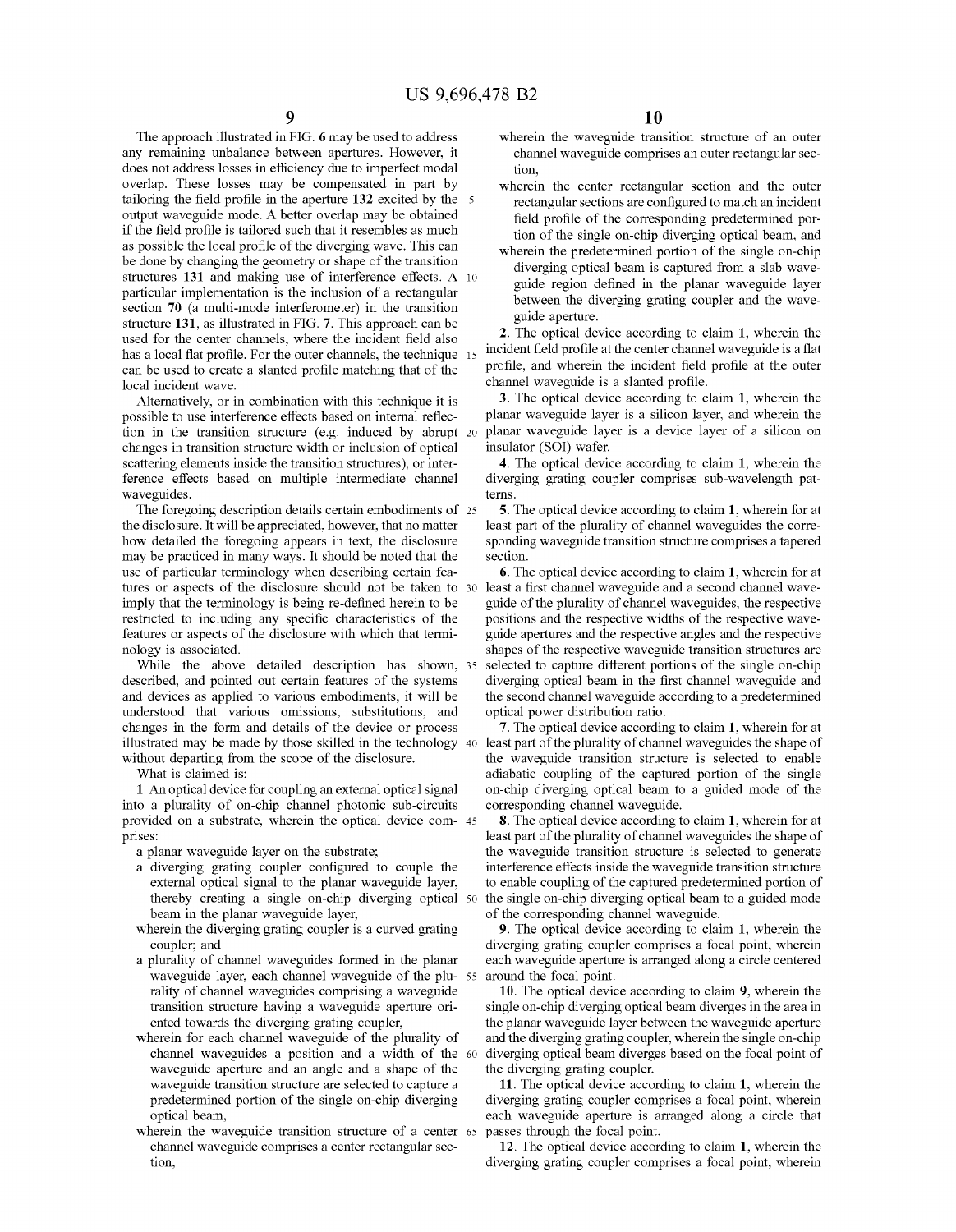The approach illustrated in FIG. 6 may be used to address any remaining unbalance between apertures. However, it does not address losses in efficiency due to imperfect modal overlap. These losses may be compensated in part by tailoring the field profile in the aperture 132 excited by the output waveguide mode. A better overlap may be obtained if the field profile is tailored such that it resembles as much as possible the local profile of the diverging wave. This can be done by changing the geometry or shape of the transition structures 131 and making use of interference effects. A particular implementation is the inclusion of a rectangular section 70 (a multi-mode interferometer) in the transition structure 131, as illustrated in FIG. 7. This approach can be used for the center channels, where the incident field also has a local flat profile. For the outer channels, the technique can be used to create a slanted profile matching that of the local incident wave.

Alternatively, or in combination with this technique it is possible to use interference effects based on internal reflection in the transition structure (e.g. induced by abrupt changes in transition structure width or inclusion of optical scattering elements inside the transition structures), or interference effects based on multiple intermediate channel waveguides.

The foregoing description details certain embodiments of the disclosure. It will be appreciated, however, that no matter how detailed the foregoing appears in text, the disclosure may be practiced in many ways. It should be noted that the use of particular terminology when describing certain features or aspects of the disclosure should not be taken to imply that the terminology is being re-defined herein to be restricted to including any specific characteristics of the features or aspects of the disclosure with which that terminology is associated.

While the above detailed description has shown, described, and pointed out certain features of the systems and devices as applied to various embodiments, it will be understood that various omissions, substitutions, and changes in the form and details of the device or process illustrated may be made by those skilled in the technology without departing from the scope of the disclosure.

What is claimed is:

1. An optical device for coupling an external optical signal into a plurality of on-chip channel photonic sub-circuits provided on a substrate, wherein the optical device comprises:

- a planar waveguide layer on the substrate;
- a diverging grating coupler configured to couple the external optical signal to the planar waveguide layer, thereby creating a single on-chip diverging optical beam in the planar waveguide layer,
- wherein the diverging grating coupler is a curved grating coupler; and
- a plurality of channel waveguides formed in the planar waveguide layer, each channel waveguide of the plurality of channel waveguides comprising a waveguide transition structure having a waveguide aperture oriented towards the diverging grating coupler,
- wherein for each channel waveguide of the plurality of channel waveguides a position and a width of the waveguide aperture and an angle and a shape of the waveguide transition structure are selected to capture a predetermined portion of the single on-chip diverging optical beam,
- wherein the waveguide transition structure of a center channel waveguide comprises a center rectangular section,
- wherein the waveguide transition structure of an outer channel waveguide comprises an outer rectangular section,
- wherein the center rectangular section and the outer rectangular sections are configured to match an incident field profile of the corresponding predetermined portion of the single on-chip diverging optical beam, and
- wherein the predetermined portion of the single on-chip diverging optical beam is captured from a slab waveguide region defined in the planar waveguide layer between the diverging grating coupler and the waveguide aperture.

2. The optical device according to claim 1, wherein the incident field profile at the center channel waveguide is a flat profile, and wherein the incident field profile at the outer channel waveguide is a slanted profile.

3. The optical device according to claim 1, wherein the planar waveguide layer is a silicon layer, and wherein the planar waveguide layer is a device layer of a silicon on insulator (SOI) wafer.

4. The optical device according to claim 1, wherein the diverging grating coupler comprises sub-wavelength patterns.

5. The optical device according to claim 1, wherein for at least part of the plurality of channel waveguides the corresponding waveguide transition structure comprises a tapered section.

6. The optical device according to claim 1, wherein for at least a first channel waveguide and a second channel waveguide of the plurality of channel waveguides, the respective positions and the respective widths of the respective waveguide apertures and the respective angles and the respective shapes of the respective waveguide transition structures are selected to capture different portions of the single on-chip diverging optical beam in the first channel waveguide and the second channel waveguide according to a predetermined optical power distribution ratio.

7. The optical device according to claim 1, wherein for at least part of the plurality of channel waveguides the shape of the waveguide transition structure is selected to enable adiabatic coupling of the captured portion of the single on-chip diverging optical beam to a guided mode of the corresponding channel waveguide.

8. The optical device according to claim 1, wherein for at least part of the plurality of channel waveguides the shape of the waveguide transition structure is selected to generate interference effects inside the waveguide transition structure to enable coupling of the captured predetermined portion of the single on-chip diverging optical beam to a guided mode of the corresponding channel waveguide.

9. The optical device according to claim 1, wherein the diverging grating coupler comprises a focal point, wherein each waveguide aperture is arranged along a circle centered around the focal point.

10. The optical device according to claim 9, wherein the single on-chip diverging optical beam diverges in the area in the planar waveguide layer between the waveguide aperture and the diverging grating coupler, wherein the single on-chip diverging optical beam diverges based on the focal point of the diverging grating coupler.

11. The optical device according to claim 1, wherein the diverging grating coupler comprises a focal point, wherein each waveguide aperture is arranged along a circle that passes through the focal point.

12. The optical device according to claim 1, wherein the diverging grating coupler comprises a focal point, wherein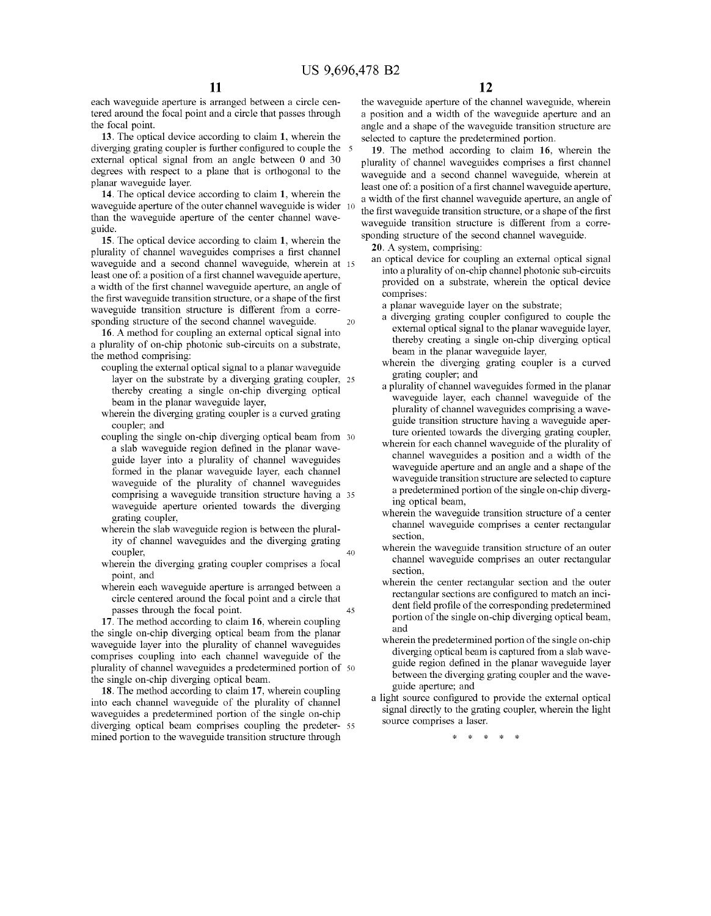each waveguide aperture is arranged between a circle centered around the focal point and a circle that passes through the focal point.

**13**. The optical device according to claim **1**, wherein the diverging grating coupler is further configured to couple the external optical signal from an angle between 0 and 30 degrees with respect to a plane that is orthogonal to the planar waveguide layer.

**14**. The optical device according to claim **1**, wherein the waveguide aperture of the outer channel waveguide is wider than the waveguide aperture of the center channel waveguide.

**15**. The optical device according to claim **1**, wherein the plurality of channel waveguides comprises a first channel waveguide and a second channel waveguide, wherein at least one of: a position of a first channel waveguide aperture, a width of the first channel waveguide aperture, an angle of the first waveguide transition structure, or a shape of the first waveguide transition structure is different from a corresponding structure of the second channel waveguide.

**16**. A method for coupling an external optical signal into a plurality of on-chip photonic sub-circuits on a substrate, the method comprising:

coupling the external optical signal to a planar waveguide layer on the substrate by a diverging grating coupler, thereby creating a single on-chip diverging optical beam in the planar waveguide layer,

wherein the diverging grating coupler is a curved grating coupler; and

coupling the single on-chip diverging optical beam from a slab waveguide region defined in the planar waveguide layer into a plurality of channel waveguides formed in the planar waveguide layer, each channel waveguide of the plurality of channel waveguides comprising a waveguide transition structure having a waveguide aperture oriented towards the diverging grating coupler,

wherein the slab waveguide region is between the plurality of channel waveguides and the diverging grating coupler,

wherein the diverging grating coupler comprises a focal point, and

wherein each waveguide aperture is arranged between a circle centered around the focal point and a circle that passes through the focal point.

**17**. The method according to claim **16**, wherein coupling the single on-chip diverging optical beam from the planar waveguide layer into the plurality of channel waveguides comprises coupling into each channel waveguide of the plurality of channel waveguides a predetermined portion of the single on-chip diverging optical beam.

**18**. The method according to claim **17**, wherein coupling into each channel waveguide of the plurality of channel waveguides a predetermined portion of the single on-chip diverging optical beam comprises coupling the predetermined portion to the waveguide transition structure through the waveguide aperture of the channel waveguide, wherein a position and a width of the waveguide aperture and an angle and a shape of the waveguide transition structure are selected to capture the predetermined portion.

**19**. The method according to claim **16**, wherein the plurality of channel waveguides comprises a first channel waveguide and a second channel waveguide, wherein at least one of: a position of a first channel waveguide aperture, a width of the first channel waveguide aperture, an angle of the first waveguide transition structure, or a shape of the first waveguide transition structure is different from a corresponding structure of the second channel waveguide.

**20**. A system, comprising:

an optical device for coupling an external optical signal into a plurality of on-chip channel photonic sub-circuits provided on a substrate, wherein the optical device comprises:

a planar waveguide layer on the substrate;

a diverging grating coupler configured to couple the external optical signal to the planar waveguide layer, thereby creating a single on-chip diverging optical beam in the planar waveguide layer,

wherein the diverging grating coupler is a curved grating coupler; and

a plurality of channel waveguides formed in the planar waveguide layer, each channel waveguide of the plurality of channel waveguides comprising a waveguide transition structure having a waveguide aperture oriented towards the diverging grating coupler,

wherein for each channel waveguide of the plurality of channel waveguides a position and a width of the waveguide aperture and an angle and a shape of the waveguide transition structure are selected to capture a predetermined portion of the single on-chip diverging optical beam,

wherein the waveguide transition structure of a center channel waveguide comprises a center rectangular section,

wherein the waveguide transition structure of an outer channel waveguide comprises an outer rectangular section,

wherein the center rectangular section and the outer rectangular sections are configured to match an incident field profile of the corresponding predetermined portion of the single on-chip diverging optical beam, and

wherein the predetermined portion of the single on-chip diverging optical beam is captured from a slab waveguide region defined in the planar waveguide layer between the diverging grating coupler and the waveguide aperture; and

a light source configured to provide the external optical signal directly to the grating coupler, wherein the light source comprises a laser.

* * * * *